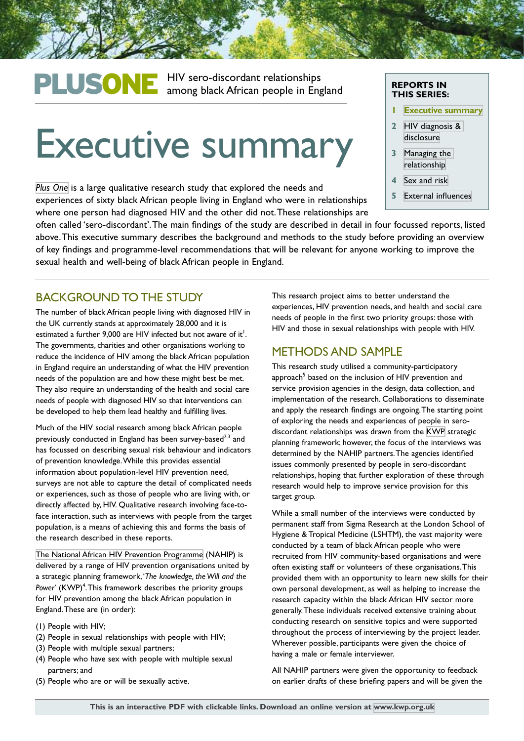PLUSONE HIV sero-discordant relationships among black African people in England

# Executive summary

**REPORTS IN THIS SERIES:**

1. Executive summary
2. HIV diagnosis & disclosure
3. Managing the relationship
4. Sex and risk
5. External influences

*Plus One* is a large qualitative research study that explored the needs and experiences of sixty black African people living in England who were in relationships where one person had diagnosed HIV and the other did not. These relationships are often called 'sero-discordant'. The main findings of the study are described in detail in four focussed reports, listed above. This executive summary describes the background and methods to the study before providing an overview of key findings and programme-level recommendations that will be relevant for anyone working to improve the sexual health and well-being of black African people in England.

## BACKGROUND TO THE STUDY

The number of black African people living with diagnosed HIV in the UK currently stands at approximately 28,000 and it is estimated a further 9,000 are HIV infected but not aware of it[1]. The governments, charities and other organisations working to reduce the incidence of HIV among the black African population in England require an understanding of what the HIV prevention needs of the population are and how these might best be met. They also require an understanding of the health and social care needs of people with diagnosed HIV so that interventions can be developed to help them lead healthy and fulfilling lives.

Much of the HIV social research among black African people previously conducted in England has been survey-based[2,3] and has focussed on describing sexual risk behaviour and indicators of prevention knowledge. While this provides essential information about population-level HIV prevention need, surveys are not able to capture the detail of complicated needs or experiences, such as those of people who are living with, or directly affected by, HIV. Qualitative research involving face-to-face interaction, such as interviews with people from the target population, is a means of achieving this and forms the basis of the research described in these reports.

The National African HIV Prevention Programme (NAHIP) is delivered by a range of HIV prevention organisations united by a strategic planning framework, '*The knowledge, the Will and the Power*' (KWP)[4]. This framework describes the priority groups for HIV prevention among the black African population in England. These are (in order):

(1) People with HIV;
(2) People in sexual relationships with people with HIV;
(3) People with multiple sexual partners;
(4) People who have sex with people with multiple sexual partners; and
(5) People who are or will be sexually active.

This research project aims to better understand the experiences, HIV prevention needs, and health and social care needs of people in the first two priority groups: those with HIV and those in sexual relationships with people with HIV.

## METHODS AND SAMPLE

This research study utilised a community-participatory approach[5] based on the inclusion of HIV prevention and service provision agencies in the design, data collection, and implementation of the research. Collaborations to disseminate and apply the research findings are ongoing. The starting point of exploring the needs and experiences of people in sero-discordant relationships was drawn from the KWP strategic planning framework; however, the focus of the interviews was determined by the NAHIP partners. The agencies identified issues commonly presented by people in sero-discordant relationships, hoping that further exploration of these through research would help to improve service provision for this target group.

While a small number of the interviews were conducted by permanent staff from Sigma Research at the London School of Hygiene & Tropical Medicine (LSHTM), the vast majority were conducted by a team of black African people who were recruited from HIV community-based organisations and were often existing staff or volunteers of these organisations. This provided them with an opportunity to learn new skills for their own personal development, as well as helping to increase the research capacity within the black African HIV sector more generally. These individuals received extensive training about conducting research on sensitive topics and were supported throughout the process of interviewing by the project leader. Wherever possible, participants were given the choice of having a male or female interviewer.

All NAHIP partners were given the opportunity to feedback on earlier drafts of these briefing papers and will be given the

**This is an interactive PDF with clickable links. Download an online version at www.kwp.org.uk**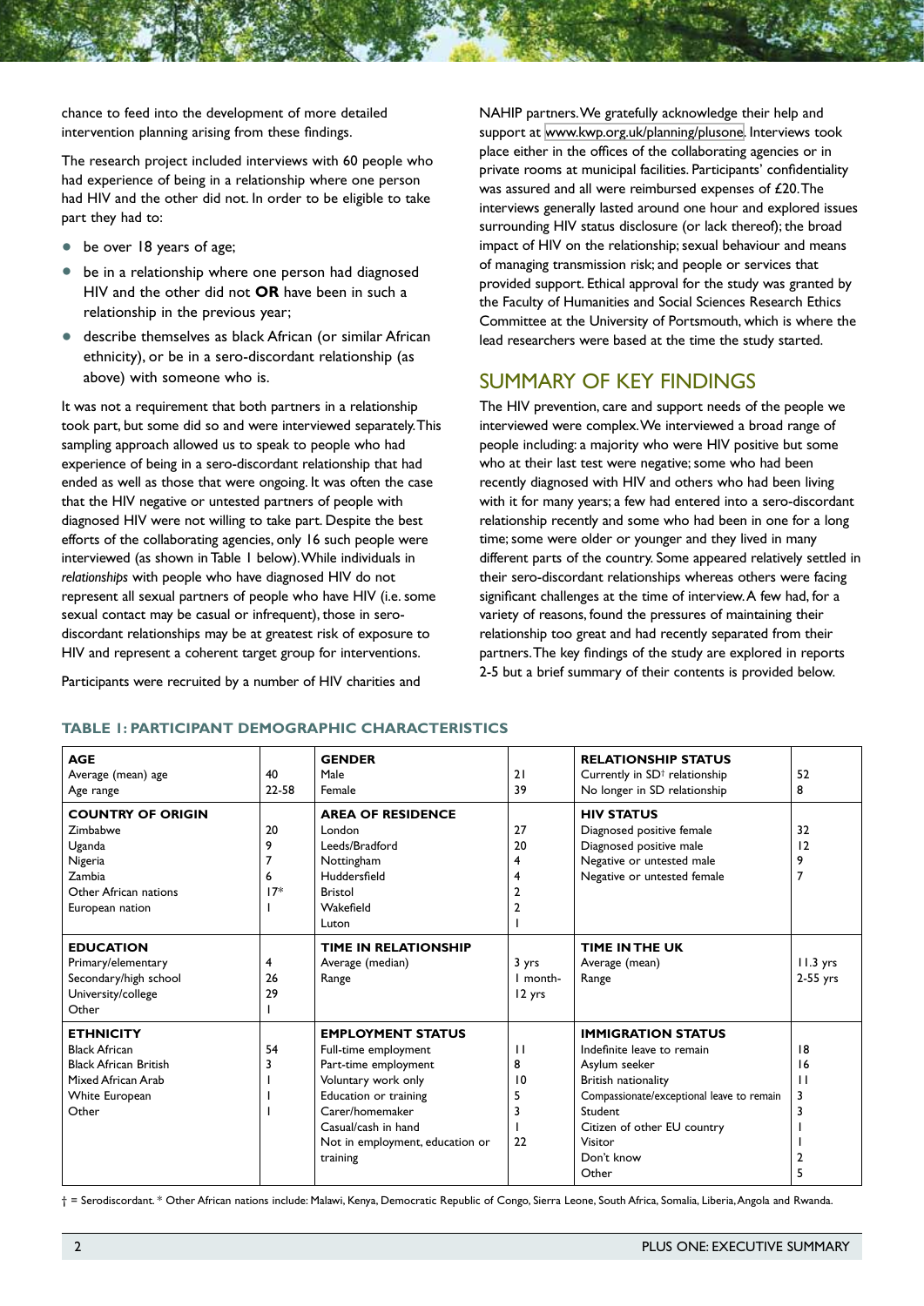chance to feed into the development of more detailed intervention planning arising from these findings.

The research project included interviews with 60 people who had experience of being in a relationship where one person had HIV and the other did not. In order to be eligible to take part they had to:

- be over 18 years of age;
- be in a relationship where one person had diagnosed HIV and the other did not **OR** have been in such a relationship in the previous year;
- describe themselves as black African (or similar African ethnicity), or be in a sero-discordant relationship (as above) with someone who is.

It was not a requirement that both partners in a relationship took part, but some did so and were interviewed separately. This sampling approach allowed us to speak to people who had experience of being in a sero-discordant relationship that had ended as well as those that were ongoing. It was often the case that the HIV negative or untested partners of people with diagnosed HIV were not willing to take part. Despite the best efforts of the collaborating agencies, only 16 such people were interviewed (as shown in Table 1 below). While individuals in *relationships* with people who have diagnosed HIV do not represent all sexual partners of people who have HIV (i.e. some sexual contact may be casual or infrequent), those in sero-discordant relationships may be at greatest risk of exposure to HIV and represent a coherent target group for interventions.

Participants were recruited by a number of HIV charities and NAHIP partners. We gratefully acknowledge their help and support at www.kwp.org.uk/planning/plusone. Interviews took place either in the offices of the collaborating agencies or in private rooms at municipal facilities. Participants' confidentiality was assured and all were reimbursed expenses of £20. The interviews generally lasted around one hour and explored issues surrounding HIV status disclosure (or lack thereof); the broad impact of HIV on the relationship; sexual behaviour and means of managing transmission risk; and people or services that provided support. Ethical approval for the study was granted by the Faculty of Humanities and Social Sciences Research Ethics Committee at the University of Portsmouth, which is where the lead researchers were based at the time the study started.

## SUMMARY OF KEY FINDINGS

The HIV prevention, care and support needs of the people we interviewed were complex. We interviewed a broad range of people including: a majority who were HIV positive but some who at their last test were negative; some who had been recently diagnosed with HIV and others who had been living with it for many years; a few had entered into a sero-discordant relationship recently and some who had been in one for a long time; some were older or younger and they lived in many different parts of the country. Some appeared relatively settled in their sero-discordant relationships whereas others were facing significant challenges at the time of interview. A few had, for a variety of reasons, found the pressures of maintaining their relationship too great and had recently separated from their partners. The key findings of the study are explored in reports 2-5 but a brief summary of their contents is provided below.

**TABLE 1: PARTICIPANT DEMOGRAPHIC CHARACTERISTICS**

| | | | | | |
|---|---|---|---|---|---|
| **AGE** | | **GENDER** | | **RELATIONSHIP STATUS** | |
| Average (mean) age | 40 | Male | 21 | Currently in SD† relationship | 52 |
| Age range | 22-58 | Female | 39 | No longer in SD relationship | 8 |
| **COUNTRY OF ORIGIN** | | **AREA OF RESIDENCE** | | **HIV STATUS** | |
| Zimbabwe | 20 | London | 27 | Diagnosed positive female | 32 |
| Uganda | 9 | Leeds/Bradford | 20 | Diagnosed positive male | 12 |
| Nigeria | 7 | Nottingham | 4 | Negative or untested male | 9 |
| Zambia | 6 | Huddersfield | 4 | Negative or untested female | 7 |
| Other African nations | 17* | Bristol | 2 | | |
| European nation | 1 | Wakefield | 2 | | |
| | | Luton | 1 | | |
| **EDUCATION** | | **TIME IN RELATIONSHIP** | | **TIME IN THE UK** | |
| Primary/elementary | 4 | Average (median) | 3 yrs | Average (mean) | 11.3 yrs |
| Secondary/high school | 26 | Range | 1 month-12 yrs | Range | 2-55 yrs |
| University/college | 29 | | | | |
| Other | 1 | | | | |
| **ETHNICITY** | | **EMPLOYMENT STATUS** | | **IMMIGRATION STATUS** | |
| Black African | 54 | Full-time employment | 11 | Indefinite leave to remain | 18 |
| Black African British | 3 | Part-time employment | 8 | Asylum seeker | 16 |
| Mixed African Arab | 1 | Voluntary work only | 10 | British nationality | 11 |
| White European | 1 | Education or training | 5 | Compassionate/exceptional leave to remain | 3 |
| Other | 1 | Carer/homemaker | 3 | Student | 3 |
| | | Casual/cash in hand | 1 | Citizen of other EU country | 1 |
| | | Not in employment, education or training | 22 | Visitor | 1 |
| | | | | Don't know | 2 |
| | | | | Other | 5 |

† = Serodiscordant. * Other African nations include: Malawi, Kenya, Democratic Republic of Congo, Sierra Leone, South Africa, Somalia, Liberia, Angola and Rwanda.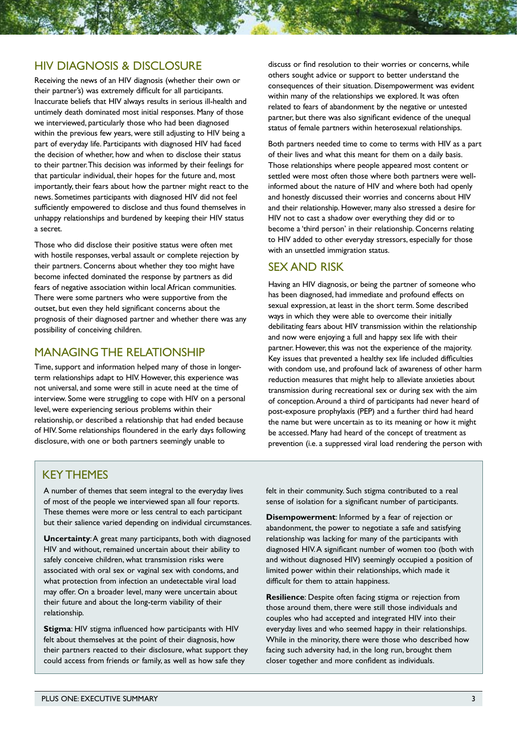## HIV DIAGNOSIS & DISCLOSURE

Receiving the news of an HIV diagnosis (whether their own or their partner's) was extremely difficult for all participants. Inaccurate beliefs that HIV always results in serious ill-health and untimely death dominated most initial responses. Many of those we interviewed, particularly those who had been diagnosed within the previous few years, were still adjusting to HIV being a part of everyday life. Participants with diagnosed HIV had faced the decision of whether, how and when to disclose their status to their partner. This decision was informed by their feelings for that particular individual, their hopes for the future and, most importantly, their fears about how the partner might react to the news. Sometimes participants with diagnosed HIV did not feel sufficiently empowered to disclose and thus found themselves in unhappy relationships and burdened by keeping their HIV status a secret.

Those who did disclose their positive status were often met with hostile responses, verbal assault or complete rejection by their partners. Concerns about whether they too might have become infected dominated the response by partners as did fears of negative association within local African communities. There were some partners who were supportive from the outset, but even they held significant concerns about the prognosis of their diagnosed partner and whether there was any possibility of conceiving children.

## MANAGING THE RELATIONSHIP

Time, support and information helped many of those in longer-term relationships adapt to HIV. However, this experience was not universal, and some were still in acute need at the time of interview. Some were struggling to cope with HIV on a personal level, were experiencing serious problems within their relationship, or described a relationship that had ended because of HIV. Some relationships floundered in the early days following disclosure, with one or both partners seemingly unable to discuss or find resolution to their worries or concerns, while others sought advice or support to better understand the consequences of their situation. Disempowerment was evident within many of the relationships we explored. It was often related to fears of abandonment by the negative or untested partner, but there was also significant evidence of the unequal status of female partners within heterosexual relationships.

Both partners needed time to come to terms with HIV as a part of their lives and what this meant for them on a daily basis. Those relationships where people appeared most content or settled were most often those where both partners were well-informed about the nature of HIV and where both had openly and honestly discussed their worries and concerns about HIV and their relationship. However, many also stressed a desire for HIV not to cast a shadow over everything they did or to become a 'third person' in their relationship. Concerns relating to HIV added to other everyday stressors, especially for those with an unsettled immigration status.

## SEX AND RISK

Having an HIV diagnosis, or being the partner of someone who has been diagnosed, had immediate and profound effects on sexual expression, at least in the short term. Some described ways in which they were able to overcome their initially debilitating fears about HIV transmission within the relationship and now were enjoying a full and happy sex life with their partner. However, this was not the experience of the majority. Key issues that prevented a healthy sex life included difficulties with condom use, and profound lack of awareness of other harm reduction measures that might help to alleviate anxieties about transmission during recreational sex or during sex with the aim of conception. Around a third of participants had never heard of post-exposure prophylaxis (PEP) and a further third had heard the name but were uncertain as to its meaning or how it might be accessed. Many had heard of the concept of treatment as prevention (i.e. a suppressed viral load rendering the person with

## KEY THEMES

A number of themes that seem integral to the everyday lives of most of the people we interviewed span all four reports. These themes were more or less central to each participant but their salience varied depending on individual circumstances.

**Uncertainty**: A great many participants, both with diagnosed HIV and without, remained uncertain about their ability to safely conceive children, what transmission risks were associated with oral sex or vaginal sex with condoms, and what protection from infection an undetectable viral load may offer. On a broader level, many were uncertain about their future and about the long-term viability of their relationship.

**Stigma**: HIV stigma influenced how participants with HIV felt about themselves at the point of their diagnosis, how their partners reacted to their disclosure, what support they could access from friends or family, as well as how safe they felt in their community. Such stigma contributed to a real sense of isolation for a significant number of participants.

**Disempowerment**: Informed by a fear of rejection or abandonment, the power to negotiate a safe and satisfying relationship was lacking for many of the participants with diagnosed HIV. A significant number of women too (both with and without diagnosed HIV) seemingly occupied a position of limited power within their relationships, which made it difficult for them to attain happiness.

**Resilience**: Despite often facing stigma or rejection from those around them, there were still those individuals and couples who had accepted and integrated HIV into their everyday lives and who seemed happy in their relationships. While in the minority, there were those who described how facing such adversity had, in the long run, brought them closer together and more confident as individuals.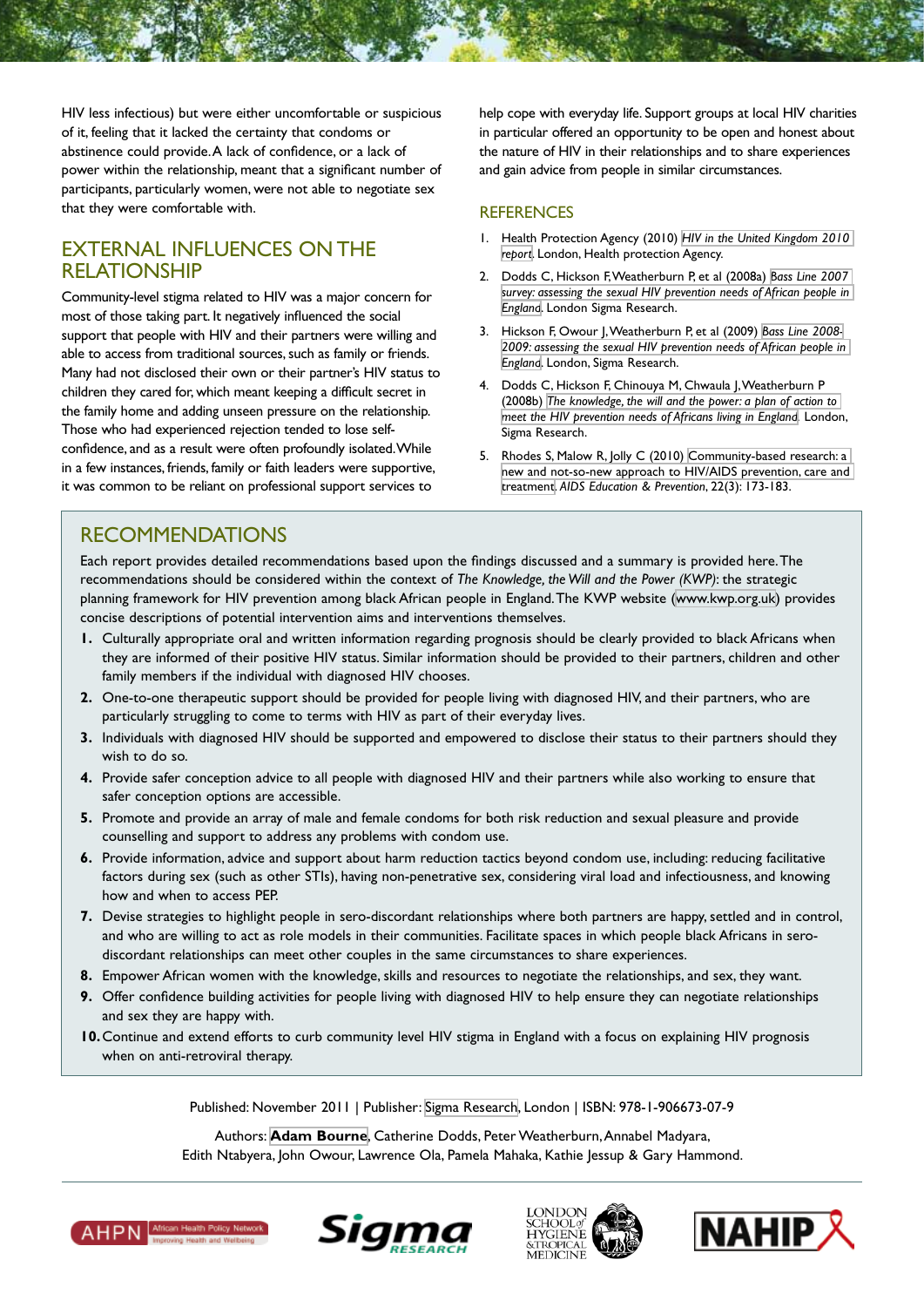HIV less infectious) but were either uncomfortable or suspicious of it, feeling that it lacked the certainty that condoms or abstinence could provide. A lack of confidence, or a lack of power within the relationship, meant that a significant number of participants, particularly women, were not able to negotiate sex that they were comfortable with.

## EXTERNAL INFLUENCES ON THE RELATIONSHIP

Community-level stigma related to HIV was a major concern for most of those taking part. It negatively influenced the social support that people with HIV and their partners were willing and able to access from traditional sources, such as family or friends. Many had not disclosed their own or their partner's HIV status to children they cared for, which meant keeping a difficult secret in the family home and adding unseen pressure on the relationship. Those who had experienced rejection tended to lose self-confidence, and as a result were often profoundly isolated. While in a few instances, friends, family or faith leaders were supportive, it was common to be reliant on professional support services to help cope with everyday life. Support groups at local HIV charities in particular offered an opportunity to be open and honest about the nature of HIV in their relationships and to share experiences and gain advice from people in similar circumstances.

## REFERENCES

1. Health Protection Agency (2010) *HIV in the United Kingdom 2010 report*. London, Health protection Agency.
2. Dodds C, Hickson F, Weatherburn P, et al (2008a) *Bass Line 2007 survey: assessing the sexual HIV prevention needs of African people in England*. London Sigma Research.
3. Hickson F, Owour J, Weatherburn P, et al (2009) *Bass Line 2008-2009: assessing the sexual HIV prevention needs of African people in England*. London, Sigma Research.
4. Dodds C, Hickson F, Chinouya M, Chwaula J, Weatherburn P (2008b) *The knowledge, the will and the power: a plan of action to meet the HIV prevention needs of Africans living in England*. London, Sigma Research.
5. Rhodes S, Malow R, Jolly C (2010) Community-based research: a new and not-so-new approach to HIV/AIDS prevention, care and treatment. *AIDS Education & Prevention*, 22(3): 173-183.

## RECOMMENDATIONS

Each report provides detailed recommendations based upon the findings discussed and a summary is provided here. The recommendations should be considered within the context of *The Knowledge, the Will and the Power (KWP)*: the strategic planning framework for HIV prevention among black African people in England. The KWP website (www.kwp.org.uk) provides concise descriptions of potential intervention aims and interventions themselves.

1. Culturally appropriate oral and written information regarding prognosis should be clearly provided to black Africans when they are informed of their positive HIV status. Similar information should be provided to their partners, children and other family members if the individual with diagnosed HIV chooses.
2. One-to-one therapeutic support should be provided for people living with diagnosed HIV, and their partners, who are particularly struggling to come to terms with HIV as part of their everyday lives.
3. Individuals with diagnosed HIV should be supported and empowered to disclose their status to their partners should they wish to do so.
4. Provide safer conception advice to all people with diagnosed HIV and their partners while also working to ensure that safer conception options are accessible.
5. Promote and provide an array of male and female condoms for both risk reduction and sexual pleasure and provide counselling and support to address any problems with condom use.
6. Provide information, advice and support about harm reduction tactics beyond condom use, including: reducing facilitative factors during sex (such as other STIs), having non-penetrative sex, considering viral load and infectiousness, and knowing how and when to access PEP.
7. Devise strategies to highlight people in sero-discordant relationships where both partners are happy, settled and in control, and who are willing to act as role models in their communities. Facilitate spaces in which people black Africans in sero-discordant relationships can meet other couples in the same circumstances to share experiences.
8. Empower African women with the knowledge, skills and resources to negotiate the relationships, and sex, they want.
9. Offer confidence building activities for people living with diagnosed HIV to help ensure they can negotiate relationships and sex they are happy with.
10. Continue and extend efforts to curb community level HIV stigma in England with a focus on explaining HIV prognosis when on anti-retroviral therapy.

Published: November 2011 | Publisher: Sigma Research, London | ISBN: 978-1-906673-07-9

Authors: **Adam Bourne**, Catherine Dodds, Peter Weatherburn, Annabel Madyara, Edith Ntabyera, John Owour, Lawrence Ola, Pamela Mahaka, Kathie Jessup & Gary Hammond.